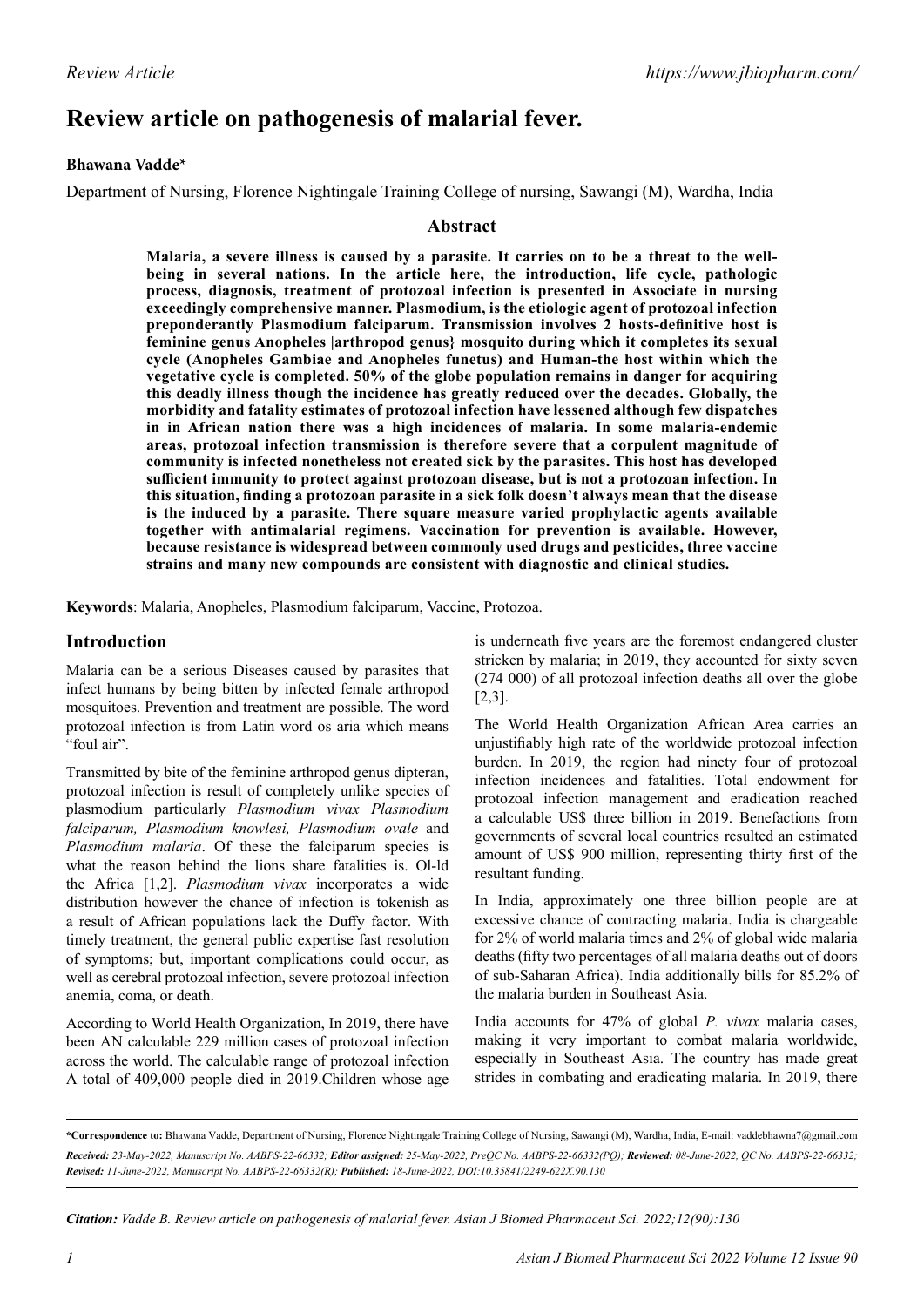# Review article on pathogenesis of malarial fever.

**Bhawana Vadde***

Department of Nursing, Florence Nightingale Training College of nursing, Sawangi (M), Wardha, India

## Abstract

**Malaria, a severe illness is caused by a parasite. It carries on to be a threat to the well-being in several nations. In the article here, the introduction, life cycle, pathologic process, diagnosis, treatment of protozoal infection is presented in Associate in nursing exceedingly comprehensive manner. Plasmodium, is the etiologic agent of protozoal infection preponderantly Plasmodium falciparum. Transmission involves 2 hosts-definitive host is feminine genus Anopheles |arthropod genus} mosquito during which it completes its sexual cycle (Anopheles Gambiae and Anopheles funetus) and Human-the host within which the vegetative cycle is completed. 50% of the globe population remains in danger for acquiring this deadly illness though the incidence has greatly reduced over the decades. Globally, the morbidity and fatality estimates of protozoal infection have lessened although few dispatches in in African nation there was a high incidences of malaria. In some malaria-endemic areas, protozoal infection transmission is therefore severe that a corpulent magnitude of community is infected nonetheless not created sick by the parasites. This host has developed sufficient immunity to protect against protozoan disease, but is not a protozoan infection. In this situation, finding a protozoan parasite in a sick folk doesn't always mean that the disease is the induced by a parasite. There square measure varied prophylactic agents available together with antimalarial regimens. Vaccination for prevention is available. However, because resistance is widespread between commonly used drugs and pesticides, three vaccine strains and many new compounds are consistent with diagnostic and clinical studies.**

**Keywords**: Malaria, Anopheles, Plasmodium falciparum, Vaccine, Protozoa.

## Introduction

Malaria can be a serious Diseases caused by parasites that infect humans by being bitten by infected female arthropod mosquitoes. Prevention and treatment are possible. The word protozoal infection is from Latin word os aria which means "foul air".

Transmitted by bite of the feminine arthropod genus dipteran, protozoal infection is result of completely unlike species of plasmodium particularly *Plasmodium vivax Plasmodium falciparum, Plasmodium knowlesi, Plasmodium ovale* and *Plasmodium malaria*. Of these the falciparum species is what the reason behind the lions share fatalities is. Ol-ld the Africa [1,2]. *Plasmodium vivax* incorporates a wide distribution however the chance of infection is tokenish as a result of African populations lack the Duffy factor. With timely treatment, the general public expertise fast resolution of symptoms; but, important complications could occur, as well as cerebral protozoal infection, severe protozoal infection anemia, coma, or death.

According to World Health Organization, In 2019, there have been AN calculable 229 million cases of protozoal infection across the world. The calculable range of protozoal infection A total of 409,000 people died in 2019.Children whose age is underneath five years are the foremost endangered cluster stricken by malaria; in 2019, they accounted for sixty seven (274 000) of all protozoal infection deaths all over the globe [2,3].

The World Health Organization African Area carries an unjustifiably high rate of the worldwide protozoal infection burden. In 2019, the region had ninety four of protozoal infection incidences and fatalities. Total endowment for protozoal infection management and eradication reached a calculable US$ three billion in 2019. Benefactions from governments of several local countries resulted an estimated amount of US$ 900 million, representing thirty first of the resultant funding.

In India, approximately one three billion people are at excessive chance of contracting malaria. India is chargeable for 2% of world malaria times and 2% of global wide malaria deaths (fifty two percentages of all malaria deaths out of doors of sub-Saharan Africa). India additionally bills for 85.2% of the malaria burden in Southeast Asia.

India accounts for 47% of global *P. vivax* malaria cases, making it very important to combat malaria worldwide, especially in Southeast Asia. The country has made great strides in combating and eradicating malaria. In 2019, there

---

***Correspondence to:** Bhawana Vadde, Department of Nursing, Florence Nightingale Training College of Nursing, Sawangi (M), Wardha, India, E-mail: vaddebhawna7@gmail.com

***Received:** 23-May-2022, Manuscript No. AABPS-22-66332; **Editor assigned:** 25-May-2022, PreQC No. AABPS-22-66332(PQ); **Reviewed:** 08-June-2022, QC No. AABPS-22-66332; **Revised:** 11-June-2022, Manuscript No. AABPS-22-66332(R); **Published:** 18-June-2022, DOI:10.35841/2249-622X.90.130*

***Citation:** Vadde B. Review article on pathogenesis of malarial fever. Asian J Biomed Pharmaceut Sci. 2022;12(90):130*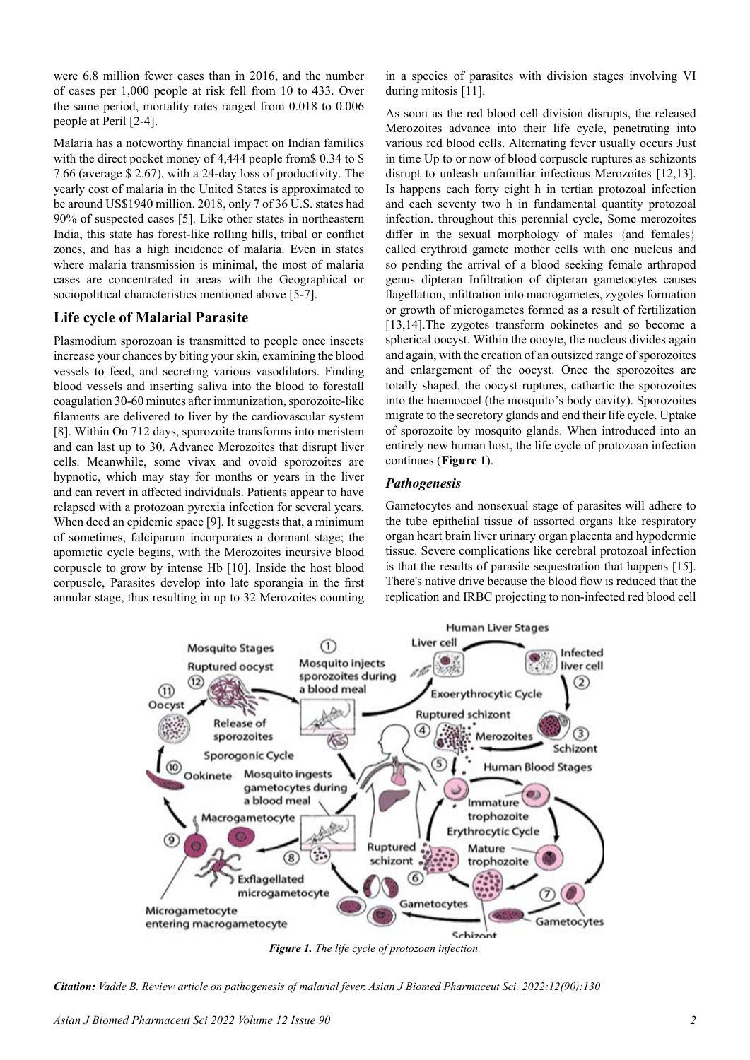were 6.8 million fewer cases than in 2016, and the number of cases per 1,000 people at risk fell from 10 to 433. Over the same period, mortality rates ranged from 0.018 to 0.006 people at Peril [2-4].

Malaria has a noteworthy financial impact on Indian families with the direct pocket money of 4,444 people from$ 0.34 to $ 7.66 (average $ 2.67), with a 24-day loss of productivity. The yearly cost of malaria in the United States is approximated to be around US$1940 million. 2018, only 7 of 36 U.S. states had 90% of suspected cases [5]. Like other states in northeastern India, this state has forest-like rolling hills, tribal or conflict zones, and has a high incidence of malaria. Even in states where malaria transmission is minimal, the most of malaria cases are concentrated in areas with the Geographical or sociopolitical characteristics mentioned above [5-7].

## Life cycle of Malarial Parasite

Plasmodium sporozoan is transmitted to people once insects increase your chances by biting your skin, examining the blood vessels to feed, and secreting various vasodilators. Finding blood vessels and inserting saliva into the blood to forestall coagulation 30-60 minutes after immunization, sporozoite-like filaments are delivered to liver by the cardiovascular system [8]. Within On 712 days, sporozoite transforms into meristem and can last up to 30. Advance Merozoites that disrupt liver cells. Meanwhile, some vivax and ovoid sporozoites are hypnotic, which may stay for months or years in the liver and can revert in affected individuals. Patients appear to have relapsed with a protozoan pyrexia infection for several years. When deed an epidemic space [9]. It suggests that, a minimum of sometimes, falciparum incorporates a dormant stage; the apomictic cycle begins, with the Merozoites incursive blood corpuscle to grow by intense Hb [10]. Inside the host blood corpuscle, Parasites develop into late sporangia in the first annular stage, thus resulting in up to 32 Merozoites counting in a species of parasites with division stages involving VI during mitosis [11].

As soon as the red blood cell division disrupts, the released Merozoites advance into their life cycle, penetrating into various red blood cells. Alternating fever usually occurs Just in time Up to or now of blood corpuscle ruptures as schizonts disrupt to unleash unfamiliar infectious Merozoites [12,13]. Is happens each forty eight h in tertian protozoal infection and each seventy two h in fundamental quantity protozoal infection. throughout this perennial cycle, Some merozoites differ in the sexual morphology of males {and females} called erythroid gamete mother cells with one nucleus and so pending the arrival of a blood seeking female arthropod genus dipteran Infiltration of dipteran gametocytes causes flagellation, infiltration into macrogametes, zygotes formation or growth of microgametes formed as a result of fertilization [13,14].The zygotes transform ookinetes and so become a spherical oocyst. Within the oocyte, the nucleus divides again and again, with the creation of an outsized range of sporozoites and enlargement of the oocyst. Once the sporozoites are totally shaped, the oocyst ruptures, cathartic the sporozoites into the haemocoel (the mosquito's body cavity). Sporozoites migrate to the secretory glands and end their life cycle. Uptake of sporozoite by mosquito glands. When introduced into an entirely new human host, the life cycle of protozoan infection continues (**Figure 1**).

### *Pathogenesis*

Gametocytes and nonsexual stage of parasites will adhere to the tube epithelial tissue of assorted organs like respiratory organ heart brain liver urinary organ placenta and hypodermic tissue. Severe complications like cerebral protozoal infection is that the results of parasite sequestration that happens [15]. There's native drive because the blood flow is reduced that the replication and IRBC projecting to non-infected red blood cell

***Figure 1.*** *The life cycle of protozoan infection.*

***Citation:*** *Vadde B. Review article on pathogenesis of malarial fever. Asian J Biomed Pharmaceut Sci. 2022;12(90):130*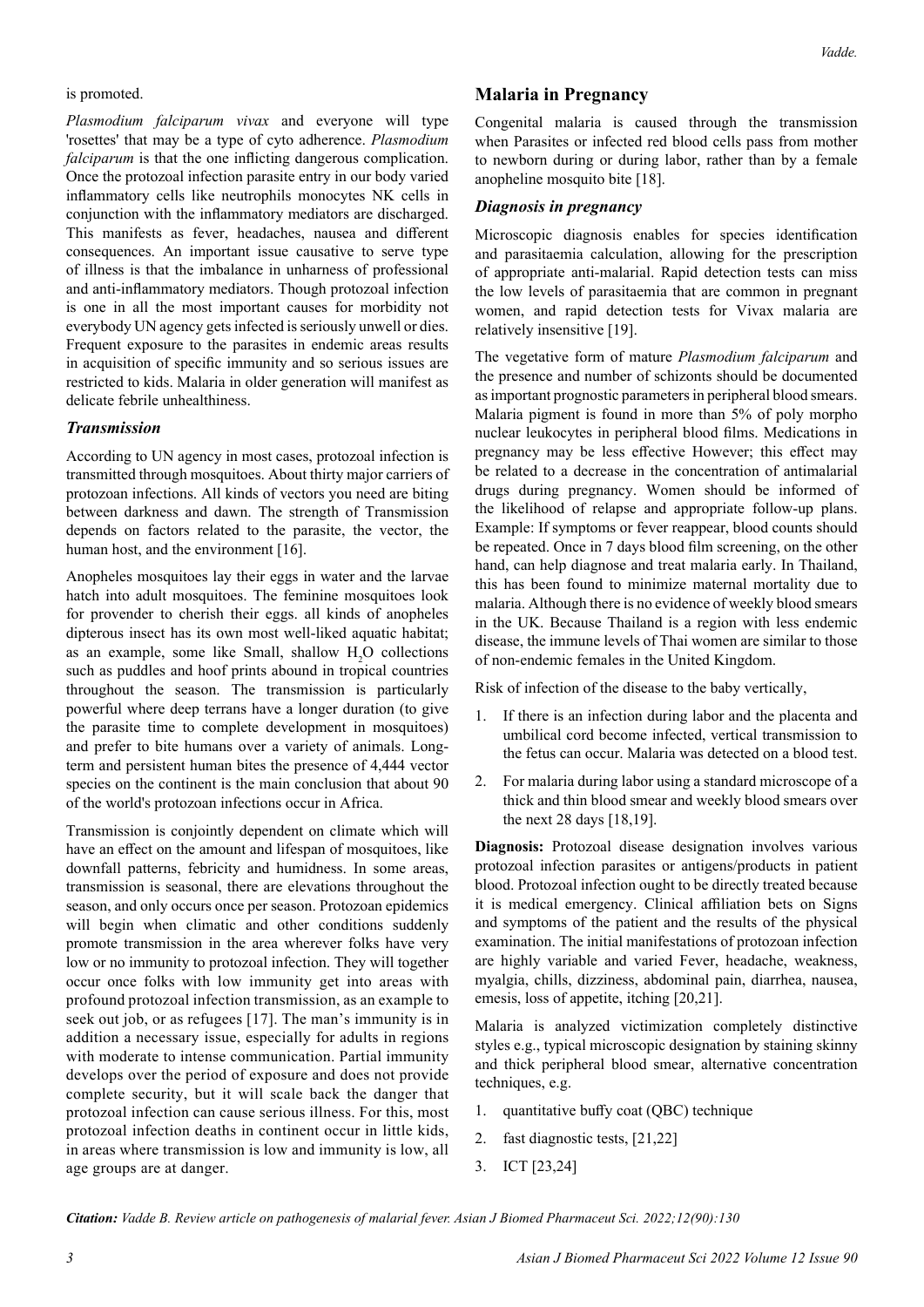is promoted.

*Plasmodium falciparum vivax* and everyone will type 'rosettes' that may be a type of cyto adherence. *Plasmodium falciparum* is that the one inflicting dangerous complication. Once the protozoal infection parasite entry in our body varied inflammatory cells like neutrophils monocytes NK cells in conjunction with the inflammatory mediators are discharged. This manifests as fever, headaches, nausea and different consequences. An important issue causative to serve type of illness is that the imbalance in unharness of professional and anti-inflammatory mediators. Though protozoal infection is one in all the most important causes for morbidity not everybody UN agency gets infected is seriously unwell or dies. Frequent exposure to the parasites in endemic areas results in acquisition of specific immunity and so serious issues are restricted to kids. Malaria in older generation will manifest as delicate febrile unhealthiness.

### *Transmission*

According to UN agency in most cases, protozoal infection is transmitted through mosquitoes. About thirty major carriers of protozoan infections. All kinds of vectors you need are biting between darkness and dawn. The strength of Transmission depends on factors related to the parasite, the vector, the human host, and the environment [16].

Anopheles mosquitoes lay their eggs in water and the larvae hatch into adult mosquitoes. The feminine mosquitoes look for provender to cherish their eggs. all kinds of anopheles dipterous insect has its own most well-liked aquatic habitat; as an example, some like Small, shallow $H_2O$ collections such as puddles and hoof prints abound in tropical countries throughout the season. The transmission is particularly powerful where deep terrans have a longer duration (to give the parasite time to complete development in mosquitoes) and prefer to bite humans over a variety of animals. Long-term and persistent human bites the presence of 4,444 vector species on the continent is the main conclusion that about 90 of the world's protozoan infections occur in Africa.

Transmission is conjointly dependent on climate which will have an effect on the amount and lifespan of mosquitoes, like downfall patterns, febricity and humidness. In some areas, transmission is seasonal, there are elevations throughout the season, and only occurs once per season. Protozoan epidemics will begin when climatic and other conditions suddenly promote transmission in the area wherever folks have very low or no immunity to protozoal infection. They will together occur once folks with low immunity get into areas with profound protozoal infection transmission, as an example to seek out job, or as refugees [17]. The man's immunity is in addition a necessary issue, especially for adults in regions with moderate to intense communication. Partial immunity develops over the period of exposure and does not provide complete security, but it will scale back the danger that protozoal infection can cause serious illness. For this, most protozoal infection deaths in continent occur in little kids, in areas where transmission is low and immunity is low, all age groups are at danger.

## Malaria in Pregnancy

Congenital malaria is caused through the transmission when Parasites or infected red blood cells pass from mother to newborn during or during labor, rather than by a female anopheline mosquito bite [18].

### *Diagnosis in pregnancy*

Microscopic diagnosis enables for species identification and parasitaemia calculation, allowing for the prescription of appropriate anti-malarial. Rapid detection tests can miss the low levels of parasitaemia that are common in pregnant women, and rapid detection tests for Vivax malaria are relatively insensitive [19].

The vegetative form of mature *Plasmodium falciparum* and the presence and number of schizonts should be documented as important prognostic parameters in peripheral blood smears. Malaria pigment is found in more than 5% of poly morpho nuclear leukocytes in peripheral blood films. Medications in pregnancy may be less effective However; this effect may be related to a decrease in the concentration of antimalarial drugs during pregnancy. Women should be informed of the likelihood of relapse and appropriate follow-up plans. Example: If symptoms or fever reappear, blood counts should be repeated. Once in 7 days blood film screening, on the other hand, can help diagnose and treat malaria early. In Thailand, this has been found to minimize maternal mortality due to malaria. Although there is no evidence of weekly blood smears in the UK. Because Thailand is a region with less endemic disease, the immune levels of Thai women are similar to those of non-endemic females in the United Kingdom.

Risk of infection of the disease to the baby vertically,

1. If there is an infection during labor and the placenta and umbilical cord become infected, vertical transmission to the fetus can occur. Malaria was detected on a blood test.
2. For malaria during labor using a standard microscope of a thick and thin blood smear and weekly blood smears over the next 28 days [18,19].

**Diagnosis:** Protozoal disease designation involves various protozoal infection parasites or antigens/products in patient blood. Protozoal infection ought to be directly treated because it is medical emergency. Clinical affiliation bets on Signs and symptoms of the patient and the results of the physical examination. The initial manifestations of protozoan infection are highly variable and varied Fever, headache, weakness, myalgia, chills, dizziness, abdominal pain, diarrhea, nausea, emesis, loss of appetite, itching [20,21].

Malaria is analyzed victimization completely distinctive styles e.g., typical microscopic designation by staining skinny and thick peripheral blood smear, alternative concentration techniques, e.g.

1. quantitative buffy coat (QBC) technique
2. fast diagnostic tests, [21,22]
3. ICT [23,24]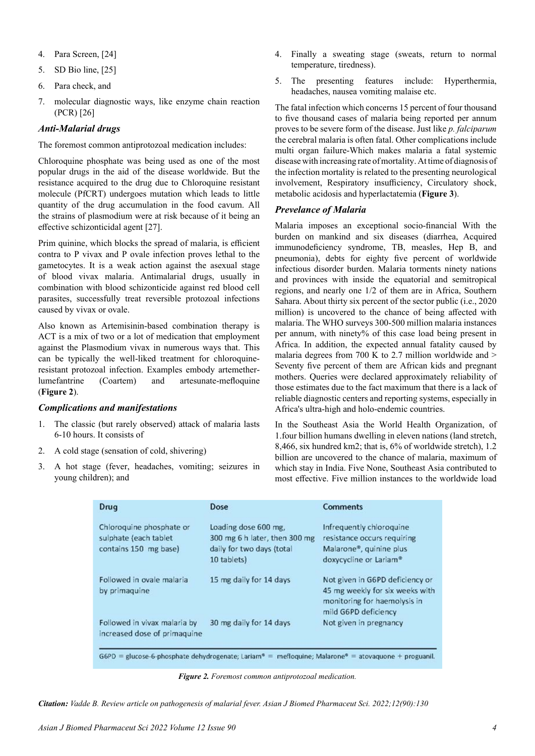4. Para Screen, [24]
5. SD Bio line, [25]
6. Para check, and
7. molecular diagnostic ways, like enzyme chain reaction (PCR) [26]

### *Anti-Malarial drugs*

The foremost common antiprotozoal medication includes:

Chloroquine phosphate was being used as one of the most popular drugs in the aid of the disease worldwide. But the resistance acquired to the drug due to Chloroquine resistant molecule (PfCRT) undergoes mutation which leads to little quantity of the drug accumulation in the food cavum. All the strains of plasmodium were at risk because of it being an effective schizonticidal agent [27].

Prim quinine, which blocks the spread of malaria, is efficient contra to P vivax and P ovale infection proves lethal to the gametocytes. It is a weak action against the asexual stage of blood vivax malaria. Antimalarial drugs, usually in combination with blood schizonticide against red blood cell parasites, successfully treat reversible protozoal infections caused by vivax or ovale.

Also known as Artemisinin-based combination therapy is ACT is a mix of two or a lot of medication that employment against the Plasmodium vivax in numerous ways that. This can be typically the well-liked treatment for chloroquine-resistant protozoal infection. Examples embody artemether-lumefantrine (Coartem) and artesunate-mefloquine (**Figure 2**).

### *Complications and manifestations*

1. The classic (but rarely observed) attack of malaria lasts 6-10 hours. It consists of
2. A cold stage (sensation of cold, shivering)
3. A hot stage (fever, headaches, vomiting; seizures in young children); and
4. Finally a sweating stage (sweats, return to normal temperature, tiredness).
5. The presenting features include: Hyperthermia, headaches, nausea vomiting malaise etc.

The fatal infection which concerns 15 percent of four thousand to five thousand cases of malaria being reported per annum proves to be severe form of the disease. Just like *p. falciparum* the cerebral malaria is often fatal. Other complications include multi organ failure-Which makes malaria a fatal systemic disease with increasing rate of mortality. At time of diagnosis of the infection mortality is related to the presenting neurological involvement, Respiratory insufficiency, Circulatory shock, metabolic acidosis and hyperlactatemia (**Figure 3**).

### *Prevelance of Malaria*

Malaria imposes an exceptional socio-financial With the burden on mankind and six diseases (diarrhea, Acquired immunodeficiency syndrome, TB, measles, Hep B, and pneumonia), debts for eighty five percent of worldwide infectious disorder burden. Malaria torments ninety nations and provinces with inside the equatorial and semitropical regions, and nearly one 1/2 of them are in Africa, Southern Sahara. About thirty six percent of the sector public (i.e., 2020 million) is uncovered to the chance of being affected with malaria. The WHO surveys 300-500 million malaria instances per annum, with ninety% of this case load being present in Africa. In addition, the expected annual fatality caused by malaria degrees from 700 K to 2.7 million worldwide and > Seventy five percent of them are African kids and pregnant mothers. Queries were declared approximately reliability of those estimates due to the fact maximum that there is a lack of reliable diagnostic centers and reporting systems, especially in Africa's ultra-high and holo-endemic countries.

In the Southeast Asia the World Health Organization, of 1.four billion humans dwelling in eleven nations (land stretch, 8,466, six hundred km2; that is, 6% of worldwide stretch), 1.2 billion are uncovered to the chance of malaria, maximum of which stay in India. Five None, Southeast Asia contributed to most effective. Five million instances to the worldwide load

| Drug | Dose | Comments |
|---|---|---|
| Chloroquine phosphate or sulphate (each tablet contains 150 mg base) | Loading dose 600 mg, 300 mg 6 h later, then 300 mg daily for two days (total 10 tablets) | Infrequently chloroquine resistance occurs requiring Malarone®, quinine plus doxycycline or Lariam® |
| Followed in ovale malaria by primaquine | 15 mg daily for 14 days | Not given in G6PD deficiency or 45 mg weekly for six weeks with monitoring for haemolysis in mild G6PD deficiency |
| Followed in vivax malaria by increased dose of primaquine | 30 mg daily for 14 days | Not given in pregnancy |

G6PD = glucose-6-phosphate dehydrogenate; Lariam® = mefloquine; Malarone® = atovaquone + proguanil.

***Figure 2.*** *Foremost common antiprotozoal medication.*

***Citation:*** *Vadde B. Review article on pathogenesis of malarial fever. Asian J Biomed Pharmaceut Sci. 2022;12(90):130*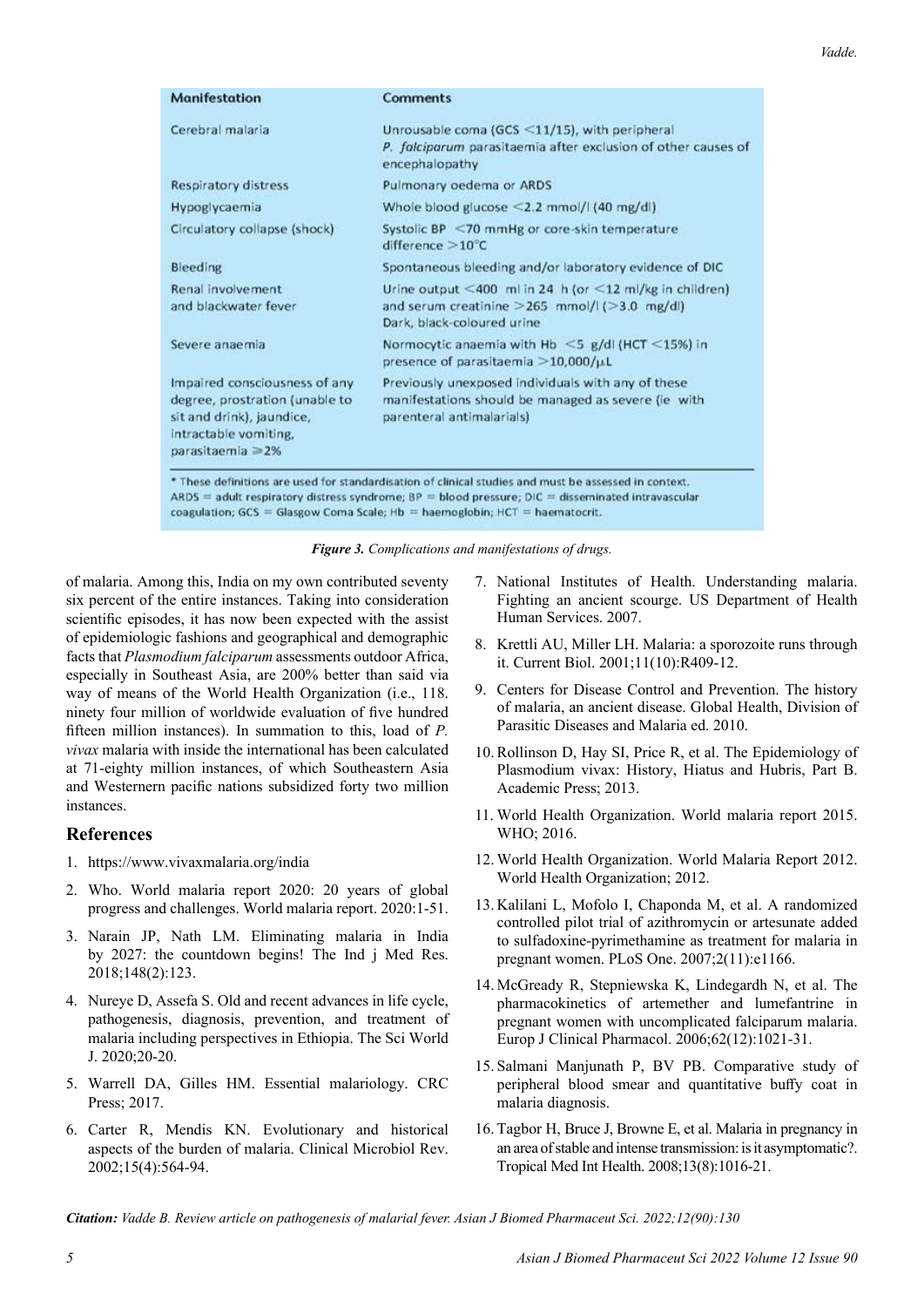| Manifestation | Comments |
|---|---|
| Cerebral malaria | Unrousable coma (GCS <11/15), with peripheral *P. falciparum* parasitaemia after exclusion of other causes of encephalopathy |
| Respiratory distress | Pulmonary oedema or ARDS |
| Hypoglycaemia | Whole blood glucose <2.2 mmol/l (40 mg/dl) |
| Circulatory collapse (shock) | Systolic BP <70 mmHg or core-skin temperature difference >10°C |
| Bleeding | Spontaneous bleeding and/or laboratory evidence of DIC |
| Renal involvement and blackwater fever | Urine output <400 ml in 24 h (or <12 ml/kg in children) and serum creatinine >265 mmol/l (>3.0 mg/dl) Dark, black-coloured urine |
| Severe anaemia | Normocytic anaemia with Hb <5 g/dl (HCT <15%) in presence of parasitaemia >10,000/μL |
| Impaired consciousness of any degree, prostration (unable to sit and drink), jaundice, intractable vomiting, parasitaemia ⩾2% | Previously unexposed individuals with any of these manifestations should be managed as severe (ie with parenteral antimalarials) |

\* These definitions are used for standardisation of clinical studies and must be assessed in context. ARDS = adult respiratory distress syndrome; BP = blood pressure; DIC = disseminated intravascular coagulation; GCS = Glasgow Coma Scale; Hb = haemoglobin; HCT = haematocrit.

***Figure 3.** Complications and manifestations of drugs.*

of malaria. Among this, India on my own contributed seventy six percent of the entire instances. Taking into consideration scientific episodes, it has now been expected with the assist of epidemiologic fashions and geographical and demographic facts that *Plasmodium falciparum* assessments outdoor Africa, especially in Southeast Asia, are 200% better than said via way of means of the World Health Organization (i.e., 118. ninety four million of worldwide evaluation of five hundred fifteen million instances). In summation to this, load of *P. vivax* malaria with inside the international has been calculated at 71-eighty million instances, of which Southeastern Asia and Westernern pacific nations subsidized forty two million instances.

## References

1. https://www.vivaxmalaria.org/india
2. Who. World malaria report 2020: 20 years of global progress and challenges. World malaria report. 2020:1-51.
3. Narain JP, Nath LM. Eliminating malaria in India by 2027: the countdown begins! The Ind j Med Res. 2018;148(2):123.
4. Nureye D, Assefa S. Old and recent advances in life cycle, pathogenesis, diagnosis, prevention, and treatment of malaria including perspectives in Ethiopia. The Sci World J. 2020;20-20.
5. Warrell DA, Gilles HM. Essential malariology. CRC Press; 2017.
6. Carter R, Mendis KN. Evolutionary and historical aspects of the burden of malaria. Clinical Microbiol Rev. 2002;15(4):564-94.
7. National Institutes of Health. Understanding malaria. Fighting an ancient scourge. US Department of Health Human Services. 2007.
8. Krettli AU, Miller LH. Malaria: a sporozoite runs through it. Current Biol. 2001;11(10):R409-12.
9. Centers for Disease Control and Prevention. The history of malaria, an ancient disease. Global Health, Division of Parasitic Diseases and Malaria ed. 2010.
10. Rollinson D, Hay SI, Price R, et al. The Epidemiology of Plasmodium vivax: History, Hiatus and Hubris, Part B. Academic Press; 2013.
11. World Health Organization. World malaria report 2015. WHO; 2016.
12. World Health Organization. World Malaria Report 2012. World Health Organization; 2012.
13. Kalilani L, Mofolo I, Chaponda M, et al. A randomized controlled pilot trial of azithromycin or artesunate added to sulfadoxine-pyrimethamine as treatment for malaria in pregnant women. PLoS One. 2007;2(11):e1166.
14. McGready R, Stepniewska K, Lindegardh N, et al. The pharmacokinetics of artemether and lumefantrine in pregnant women with uncomplicated falciparum malaria. Europ J Clinical Pharmacol. 2006;62(12):1021-31.
15. Salmani Manjunath P, BV PB. Comparative study of peripheral blood smear and quantitative buffy coat in malaria diagnosis.
16. Tagbor H, Bruce J, Browne E, et al. Malaria in pregnancy in an area of stable and intense transmission: is it asymptomatic?. Tropical Med Int Health. 2008;13(8):1016-21.

***Citation:** Vadde B. Review article on pathogenesis of malarial fever. Asian J Biomed Pharmaceut Sci. 2022;12(90):130*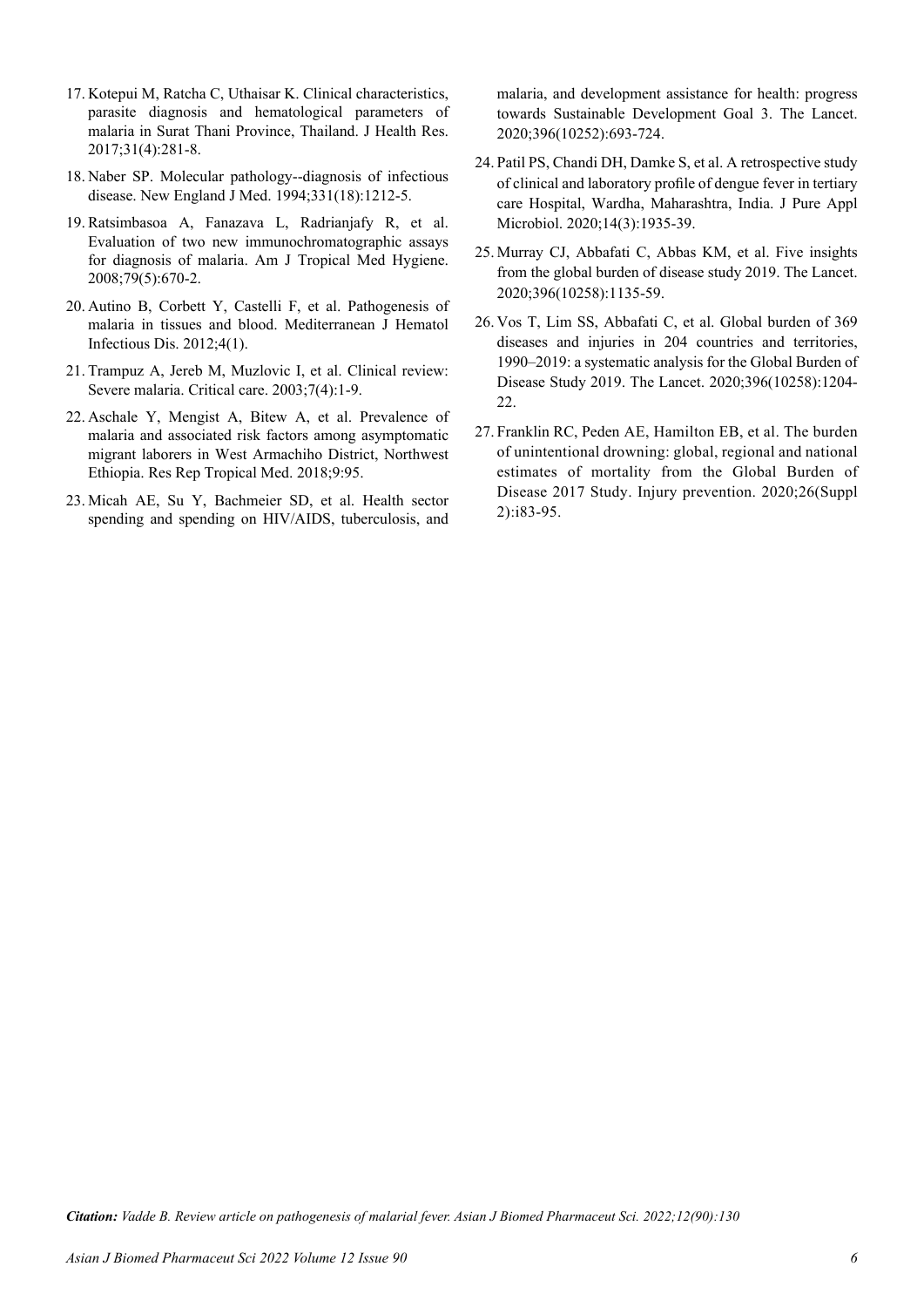17. Kotepui M, Ratcha C, Uthaisar K. Clinical characteristics, parasite diagnosis and hematological parameters of malaria in Surat Thani Province, Thailand. J Health Res. 2017;31(4):281-8.

18. Naber SP. Molecular pathology--diagnosis of infectious disease. New England J Med. 1994;331(18):1212-5.

19. Ratsimbasoa A, Fanazava L, Radrianjafy R, et al. Evaluation of two new immunochromatographic assays for diagnosis of malaria. Am J Tropical Med Hygiene. 2008;79(5):670-2.

20. Autino B, Corbett Y, Castelli F, et al. Pathogenesis of malaria in tissues and blood. Mediterranean J Hematol Infectious Dis. 2012;4(1).

21. Trampuz A, Jereb M, Muzlovic I, et al. Clinical review: Severe malaria. Critical care. 2003;7(4):1-9.

22. Aschale Y, Mengist A, Bitew A, et al. Prevalence of malaria and associated risk factors among asymptomatic migrant laborers in West Armachiho District, Northwest Ethiopia. Res Rep Tropical Med. 2018;9:95.

23. Micah AE, Su Y, Bachmeier SD, et al. Health sector spending and spending on HIV/AIDS, tuberculosis, and malaria, and development assistance for health: progress towards Sustainable Development Goal 3. The Lancet. 2020;396(10252):693-724.

24. Patil PS, Chandi DH, Damke S, et al. A retrospective study of clinical and laboratory profile of dengue fever in tertiary care Hospital, Wardha, Maharashtra, India. J Pure Appl Microbiol. 2020;14(3):1935-39.

25. Murray CJ, Abbafati C, Abbas KM, et al. Five insights from the global burden of disease study 2019. The Lancet. 2020;396(10258):1135-59.

26. Vos T, Lim SS, Abbafati C, et al. Global burden of 369 diseases and injuries in 204 countries and territories, 1990–2019: a systematic analysis for the Global Burden of Disease Study 2019. The Lancet. 2020;396(10258):1204-22.

27. Franklin RC, Peden AE, Hamilton EB, et al. The burden of unintentional drowning: global, regional and national estimates of mortality from the Global Burden of Disease 2017 Study. Injury prevention. 2020;26(Suppl 2):i83-95.

***Citation:*** *Vadde B. Review article on pathogenesis of malarial fever. Asian J Biomed Pharmaceut Sci. 2022;12(90):130*